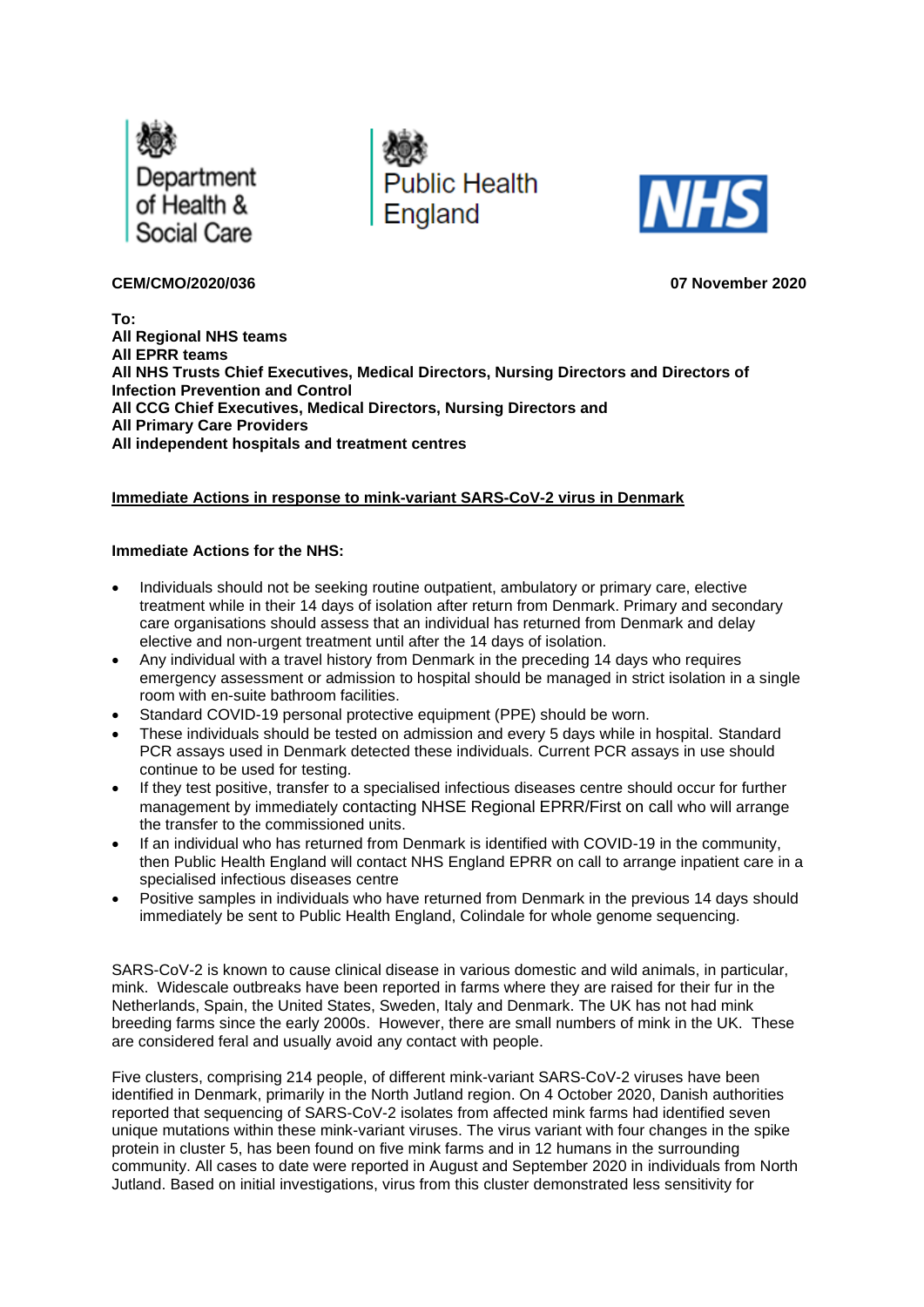Department of Health & Social Care

Public Health England

NHS

**CEM/CMO/2020/036** **07 November 2020**

**To:**
**All Regional NHS teams**
**All EPRR teams**
**All NHS Trusts Chief Executives, Medical Directors, Nursing Directors and Directors of Infection Prevention and Control**
**All CCG Chief Executives, Medical Directors, Nursing Directors and**
**All Primary Care Providers**
**All independent hospitals and treatment centres**

**Immediate Actions in response to mink-variant SARS-CoV-2 virus in Denmark**

**Immediate Actions for the NHS:**

- Individuals should not be seeking routine outpatient, ambulatory or primary care, elective treatment while in their 14 days of isolation after return from Denmark. Primary and secondary care organisations should assess that an individual has returned from Denmark and delay elective and non-urgent treatment until after the 14 days of isolation.
- Any individual with a travel history from Denmark in the preceding 14 days who requires emergency assessment or admission to hospital should be managed in strict isolation in a single room with en-suite bathroom facilities.
- Standard COVID-19 personal protective equipment (PPE) should be worn.
- These individuals should be tested on admission and every 5 days while in hospital. Standard PCR assays used in Denmark detected these individuals. Current PCR assays in use should continue to be used for testing.
- If they test positive, transfer to a specialised infectious diseases centre should occur for further management by immediately contacting NHSE Regional EPRR/First on call who will arrange the transfer to the commissioned units.
- If an individual who has returned from Denmark is identified with COVID-19 in the community, then Public Health England will contact NHS England EPRR on call to arrange inpatient care in a specialised infectious diseases centre
- Positive samples in individuals who have returned from Denmark in the previous 14 days should immediately be sent to Public Health England, Colindale for whole genome sequencing.

SARS-CoV-2 is known to cause clinical disease in various domestic and wild animals, in particular, mink. Widescale outbreaks have been reported in farms where they are raised for their fur in the Netherlands, Spain, the United States, Sweden, Italy and Denmark. The UK has not had mink breeding farms since the early 2000s. However, there are small numbers of mink in the UK. These are considered feral and usually avoid any contact with people.

Five clusters, comprising 214 people, of different mink-variant SARS-CoV-2 viruses have been identified in Denmark, primarily in the North Jutland region. On 4 October 2020, Danish authorities reported that sequencing of SARS-CoV-2 isolates from affected mink farms had identified seven unique mutations within these mink-variant viruses. The virus variant with four changes in the spike protein in cluster 5, has been found on five mink farms and in 12 humans in the surrounding community. All cases to date were reported in August and September 2020 in individuals from North Jutland. Based on initial investigations, virus from this cluster demonstrated less sensitivity for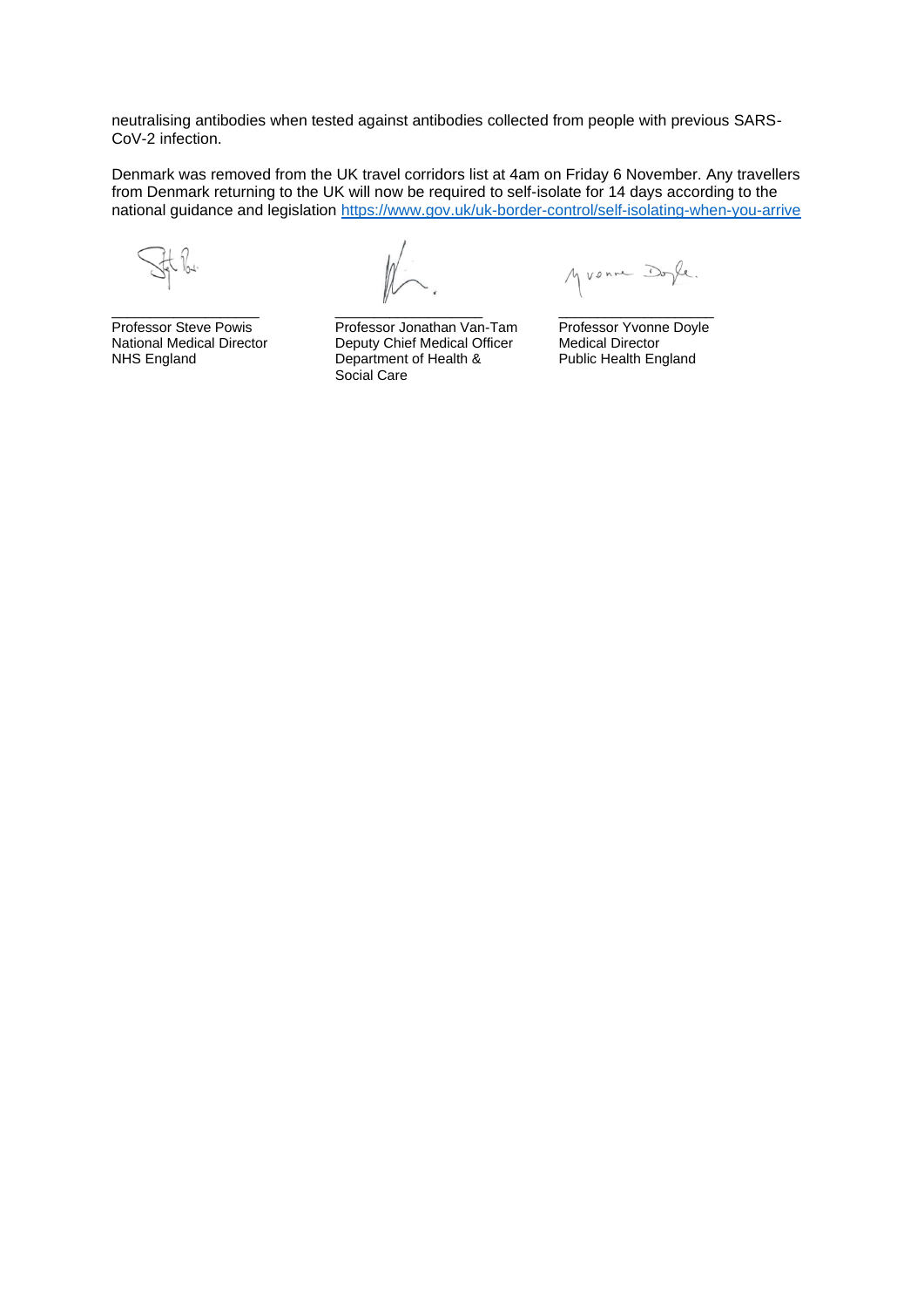neutralising antibodies when tested against antibodies collected from people with previous SARS-CoV-2 infection.

Denmark was removed from the UK travel corridors list at 4am on Friday 6 November. Any travellers from Denmark returning to the UK will now be required to self-isolate for 14 days according to the national guidance and legislation [https://www.gov.uk/uk-border-control/self-isolating-when-you-arrive](https://www.gov.uk/uk-border-control/self-isolating-when-you-arrive)

Professor Steve Powis
National Medical Director
NHS England

Professor Jonathan Van-Tam
Deputy Chief Medical Officer
Department of Health &
Social Care

Professor Yvonne Doyle
Medical Director
Public Health England